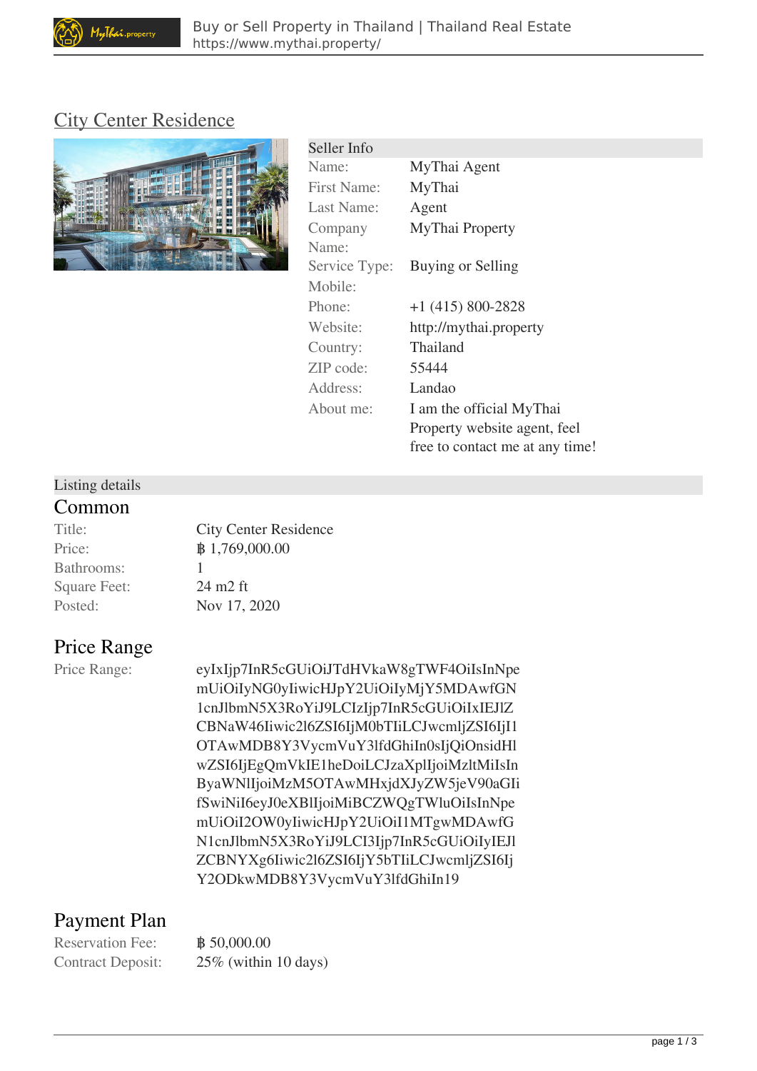# City Center Residence

| Seller Info | |
|---|---|
| Name: | MyThai Agent |
| First Name: | MyThai |
| Last Name: | Agent |
| Company Name: | MyThai Property |
| Service Type: | Buying or Selling |
| Mobile: | |
| Phone: | +1 (415) 800-2828 |
| Website: | http://mythai.property |
| Country: | Thailand |
| ZIP code: | 55444 |
| Address: | Landao |
| About me: | I am the official MyThai Property website agent, feel free to contact me at any time! |

Listing details

## Common

| | |
|---|---|
| Title: | City Center Residence |
| Price: | ฿ 1,769,000.00 |
| Bathrooms: | 1 |
| Square Feet: | 24 m2 ft |
| Posted: | Nov 17, 2020 |

## Price Range

Price Range: eyIxIjp7InR5cGUiOiJTdHVkaW8gTWF4OiIsInNpemUiOiIyNG0yIiwicHJpY2UiOiIyMjY5MDAwfGN1cnJlbmN5X3RoYiJ9LCIzIjp7InR5cGUiOiIxIEJlZCBNaW46Iiwic2l6ZSI6IjM0bTIiLCJwcmljZSI6IjI1OTAwMDB8Y3VycmVuY3lfdGhiIn0sIjQiOnsidHlwZSI6IjEgQmVkIE1heDoiLCJzaXplIjoiMzltMiIsInByaWNlIjoiMzM5OTAwMHxjdXJyZW5jeV90aGIifSwiNiI6eyJ0eXBlIjoiMiBCZWQgTWluOiIsInNpemUiOiI2OW0yIiwicHJpY2UiOiI1MTgwMDAwfGN1cnJlbmN5X3RoYiJ9LCI3Ijp7InR5cGUiOiIyIEJlZCBNYXg6Iiwic2l6ZSI6IjY5bTIiLCJwcmljZSI6IjY2ODkwMDB8Y3VycmVuY3lfdGhiIn19

## Payment Plan

| | |
|---|---|
| Reservation Fee: | ฿ 50,000.00 |
| Contract Deposit: | 25% (within 10 days) |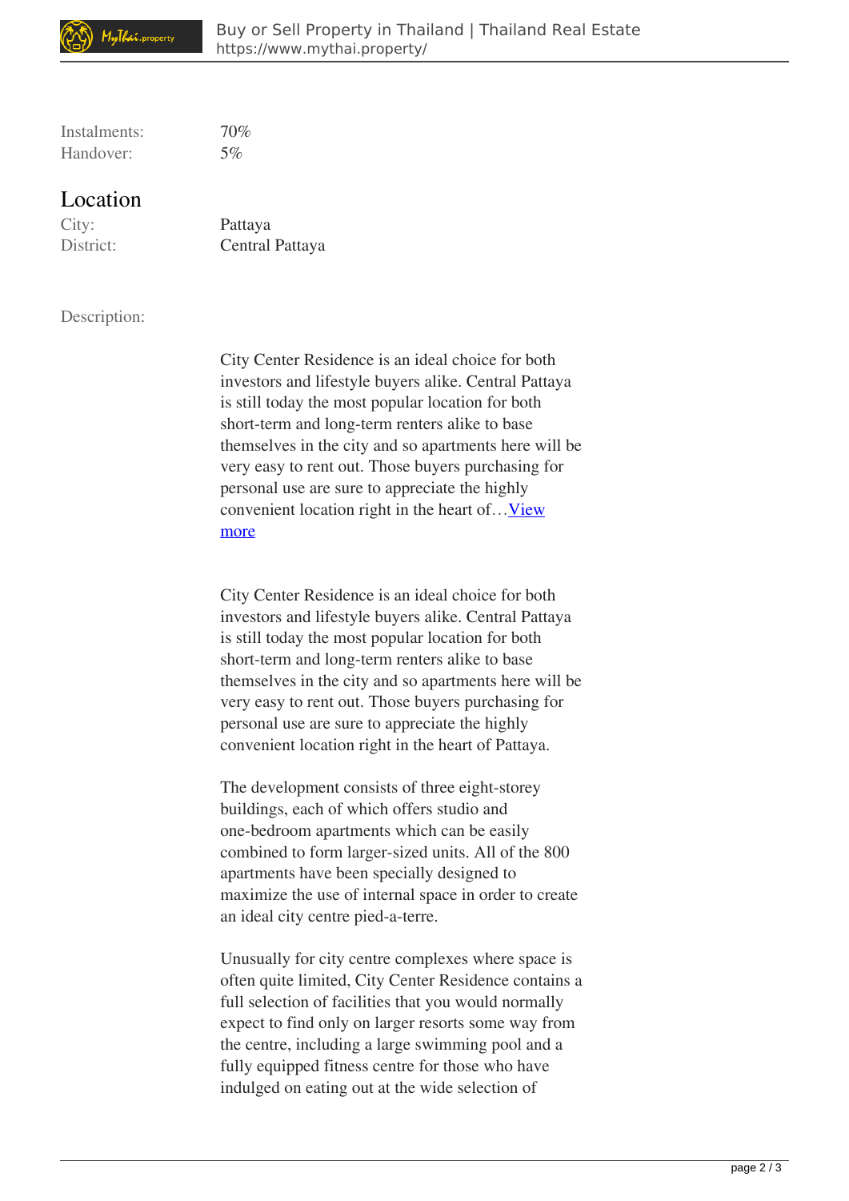| | |
|---|---|
| Instalments: | 70% |
| Handover: | 5% |

## Location

| | |
|---|---|
| City: | Pattaya |
| District: | Central Pattaya |

Description:

City Center Residence is an ideal choice for both investors and lifestyle buyers alike. Central Pattaya is still today the most popular location for both short-term and long-term renters alike to base themselves in the city and so apartments here will be very easy to rent out. Those buyers purchasing for personal use are sure to appreciate the highly convenient location right in the heart of…[View more]

City Center Residence is an ideal choice for both investors and lifestyle buyers alike. Central Pattaya is still today the most popular location for both short-term and long-term renters alike to base themselves in the city and so apartments here will be very easy to rent out. Those buyers purchasing for personal use are sure to appreciate the highly convenient location right in the heart of Pattaya.

The development consists of three eight-storey buildings, each of which offers studio and one-bedroom apartments which can be easily combined to form larger-sized units. All of the 800 apartments have been specially designed to maximize the use of internal space in order to create an ideal city centre pied-a-terre.

Unusually for city centre complexes where space is often quite limited, City Center Residence contains a full selection of facilities that you would normally expect to find only on larger resorts some way from the centre, including a large swimming pool and a fully equipped fitness centre for those who have indulged on eating out at the wide selection of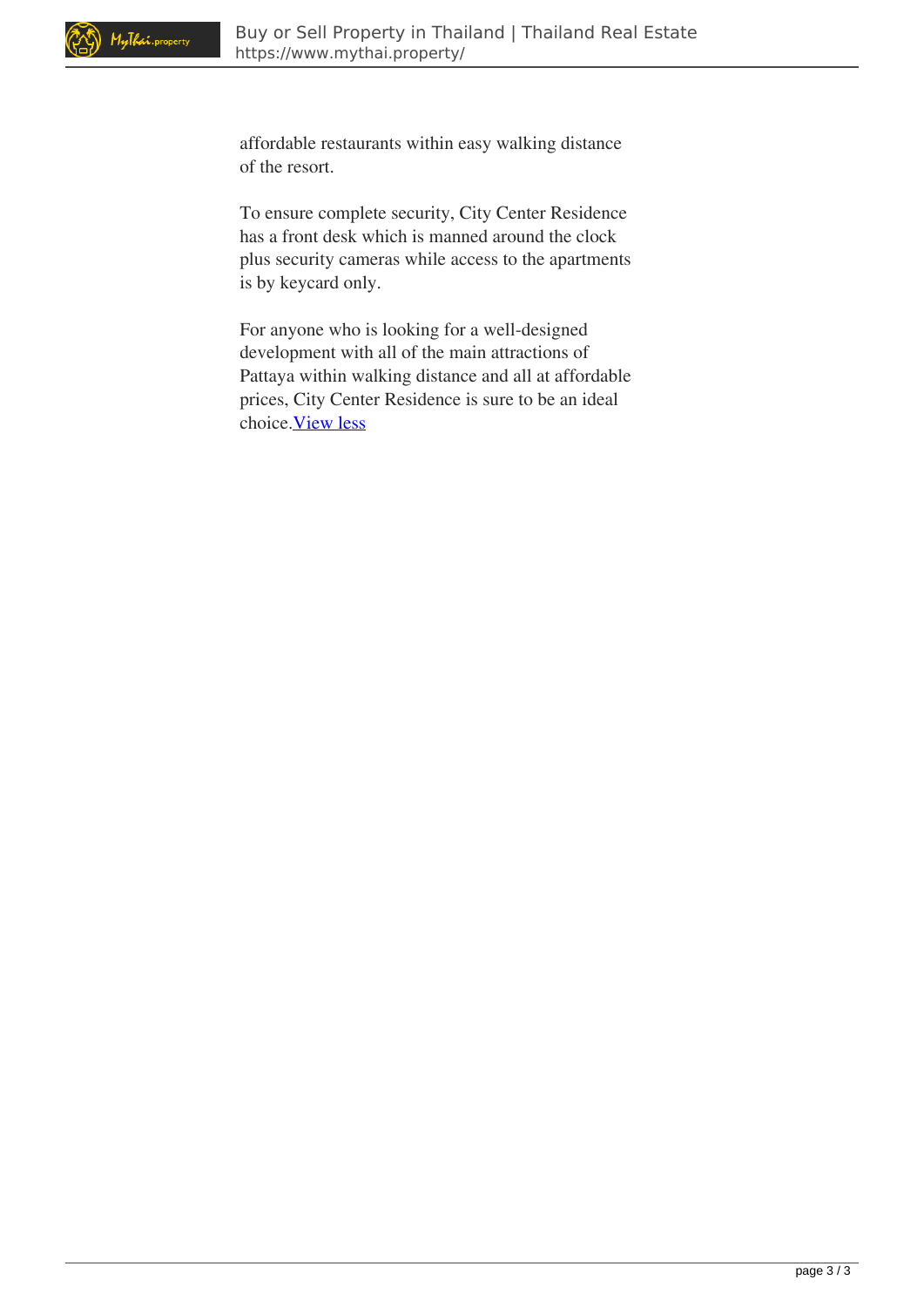affordable restaurants within easy walking distance of the resort.

To ensure complete security, City Center Residence has a front desk which is manned around the clock plus security cameras while access to the apartments is by keycard only.

For anyone who is looking for a well-designed development with all of the main attractions of Pattaya within walking distance and all at affordable prices, City Center Residence is sure to be an ideal choice.View less